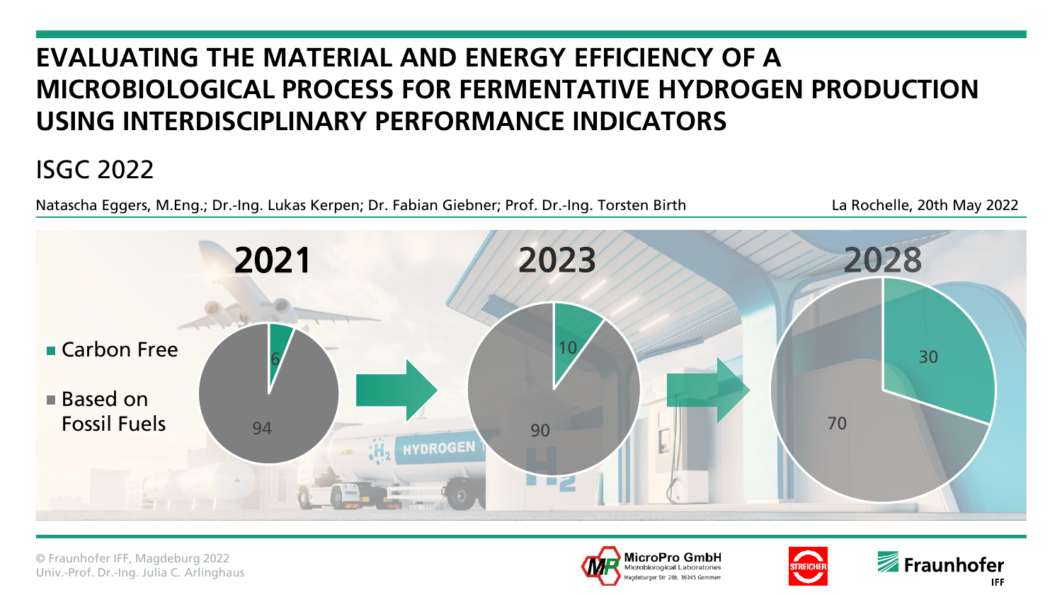# EVALUATING THE MATERIAL AND ENERGY EFFICIENCY OF A MICROBIOLOGICAL PROCESS FOR FERMENTATIVE HYDROGEN PRODUCTION USING INTERDISCIPLINARY PERFORMANCE INDICATORS

## ISGC 2022

Natascha Eggers, M.Eng.; Dr.-Ing. Lukas Kerpen; Dr. Fabian Giebner; Prof. Dr.-Ing. Torsten Birth

La Rochelle, 20th May 2022

2021

2023

2028

Carbon Free

Based on Fossil Fuels

6

94

10

90

30

70

© Fraunhofer IFF, Magdeburg 2022
Univ.-Prof. Dr.-Ing. Julia C. Arlinghaus

MicroPro GmbH
Microbiological Laboratories
Magdeburger Str. 26b, 39245 Gommern

STREICHER

Fraunhofer IFF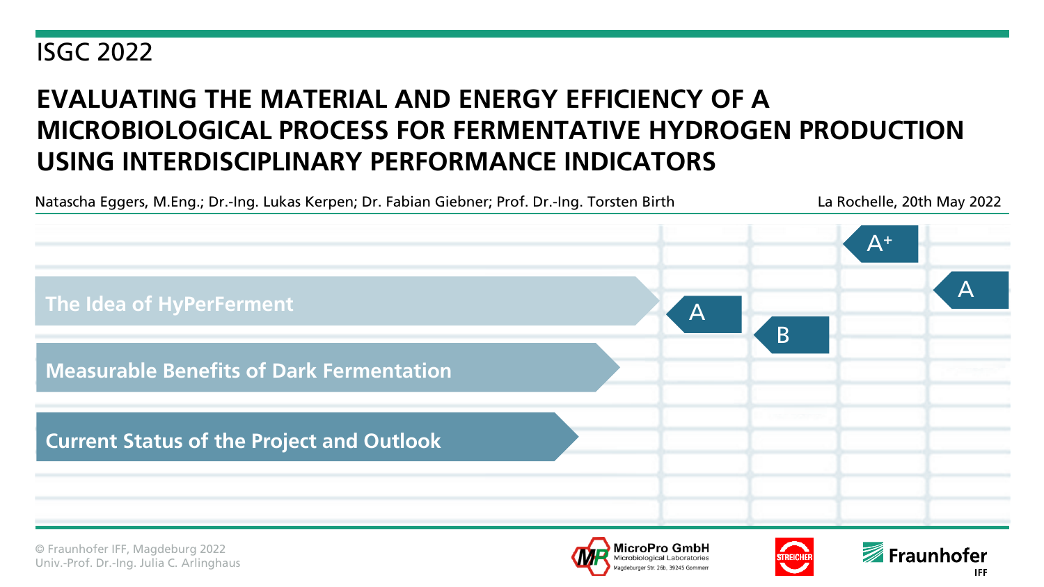ISGC 2022

# EVALUATING THE MATERIAL AND ENERGY EFFICIENCY OF A MICROBIOLOGICAL PROCESS FOR FERMENTATIVE HYDROGEN PRODUCTION USING INTERDISCIPLINARY PERFORMANCE INDICATORS

Natascha Eggers, M.Eng.; Dr.-Ing. Lukas Kerpen; Dr. Fabian Giebner; Prof. Dr.-Ing. Torsten Birth

La Rochelle, 20th May 2022

A+

A

A

B

- The Idea of HyPerFerment
- Measurable Benefits of Dark Fermentation
- Current Status of the Project and Outlook

© Fraunhofer IFF, Magdeburg 2022
Univ.-Prof. Dr.-Ing. Julia C. Arlinghaus

MicroPro GmbH
Microbiological Laboratories
Magdeburger Str. 26b, 39245 Gommern

STREICHER

Fraunhofer IFF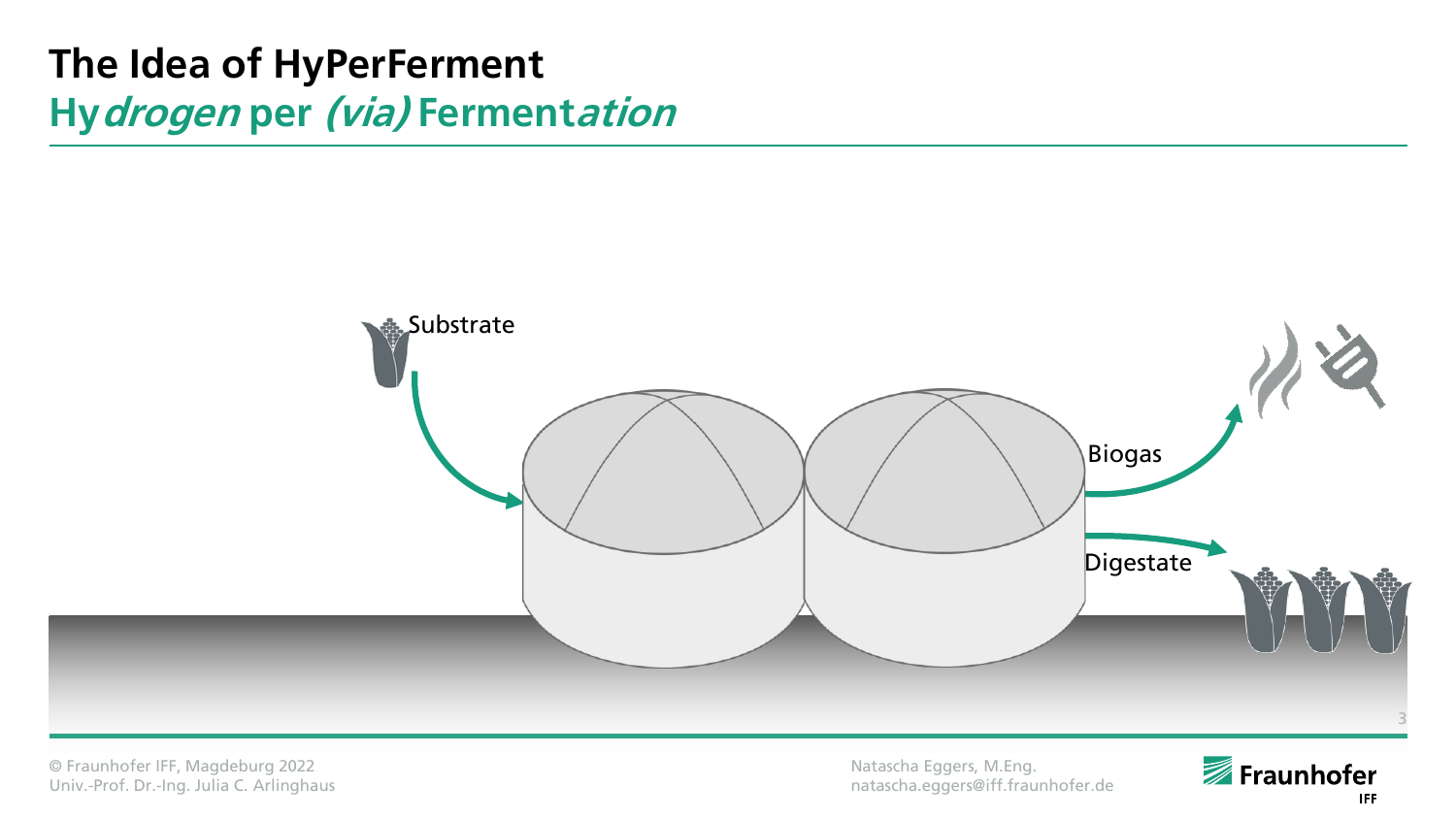# The Idea of HyPerFerment

## Hy*drogen* per *(via)* Ferment*ation*

Substrate

Biogas

Digestate

© Fraunhofer IFF, Magdeburg 2022
Univ.-Prof. Dr.-Ing. Julia C. Arlinghaus

Natascha Eggers, M.Eng.
natascha.eggers@iff.fraunhofer.de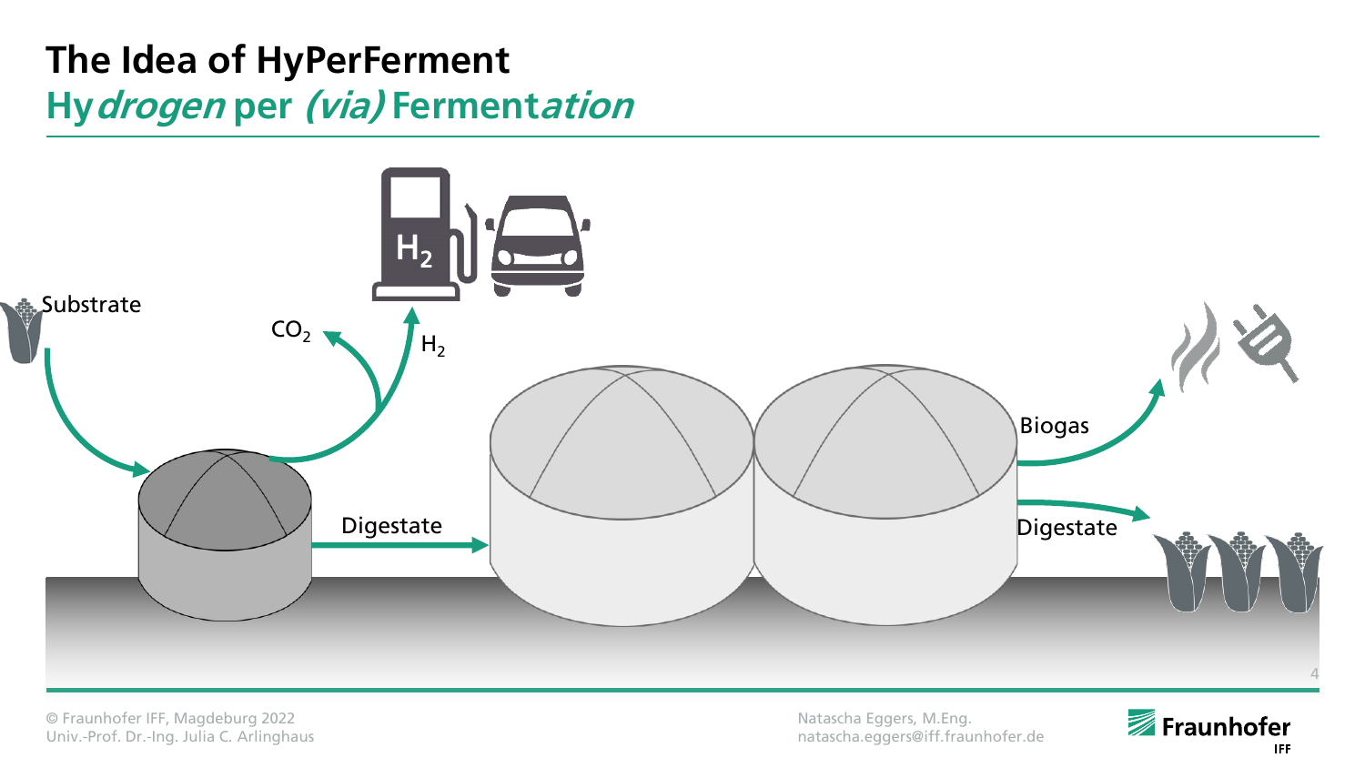# The Idea of HyPerFerment

## Hy*drogen* per *(via)* Ferment*ation*

Substrate

$CO_2$

$H_2$

$H_2$

Digestate

Biogas

Digestate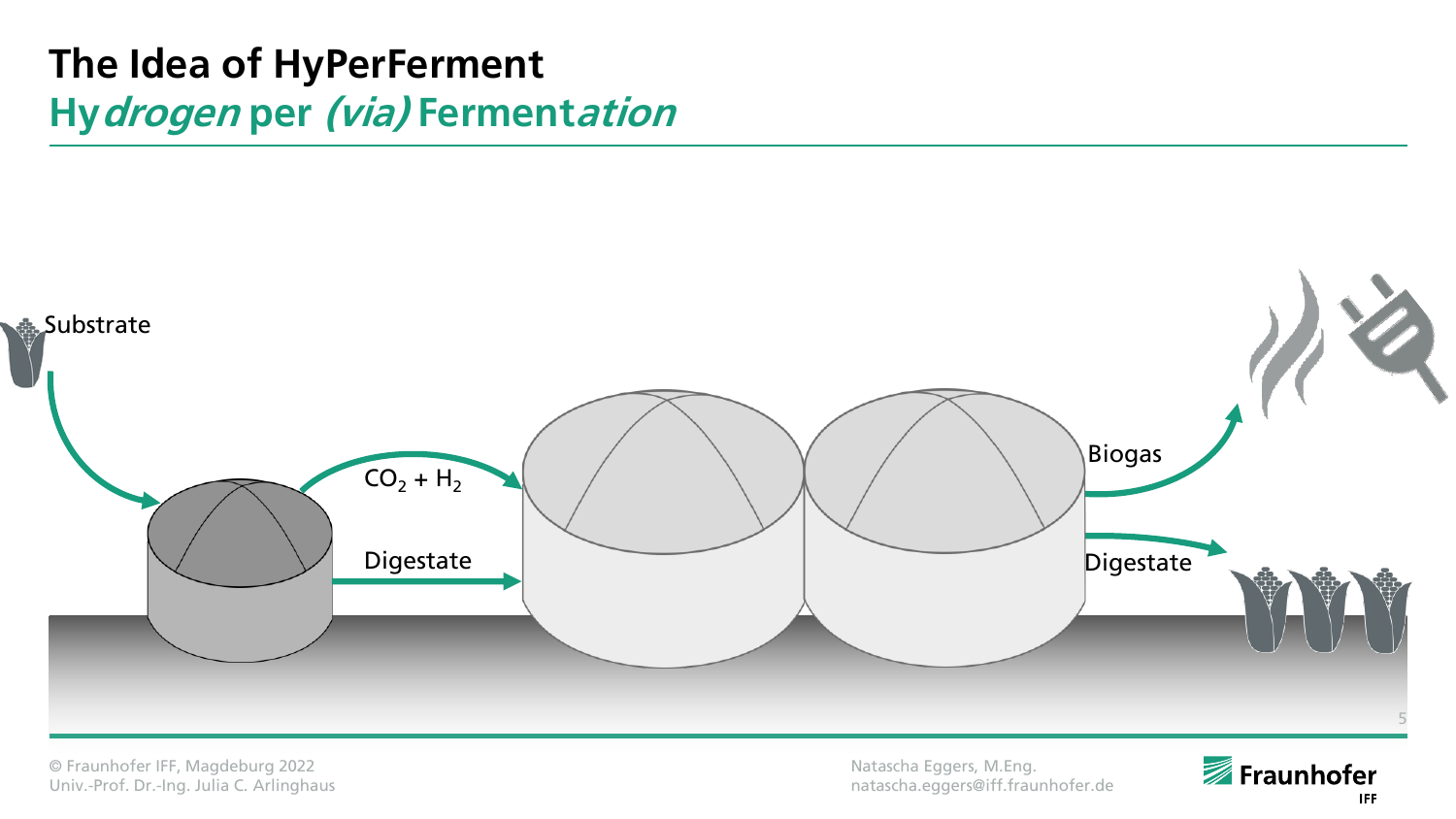# The Idea of HyPerFerment

## Hy*drogen* per *(via)* Ferment*ation*

Substrate

$CO_2 + H_2$

Digestate

Biogas

Digestate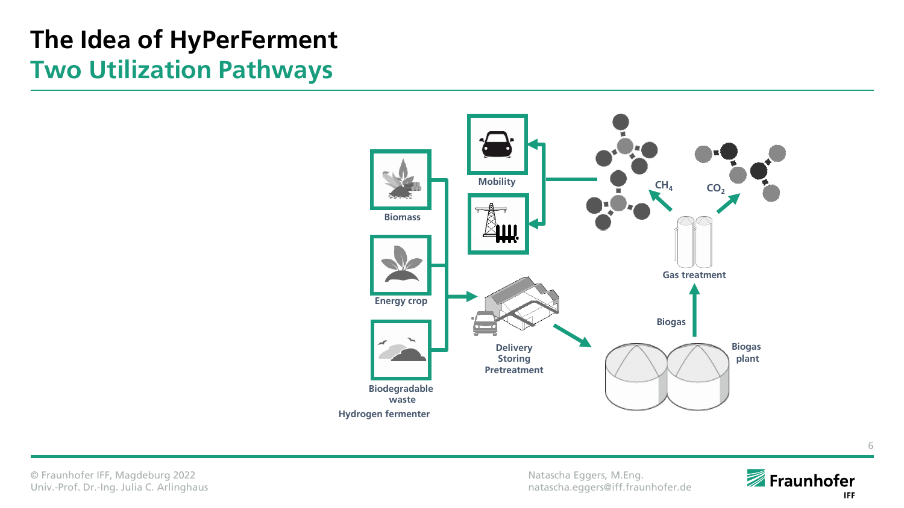# The Idea of HyPerFerment

## Two Utilization Pathways

Biomass

Energy crop

Biodegradable waste

Hydrogen fermenter

Mobility

Delivery
Storing
Pretreatment

$CH_4$

$CO_2$

Gas treatment

Biogas

Biogas plant

© Fraunhofer IFF, Magdeburg 2022
Univ.-Prof. Dr.-Ing. Julia C. Arlinghaus

Natascha Eggers, M.Eng.
natascha.eggers@iff.fraunhofer.de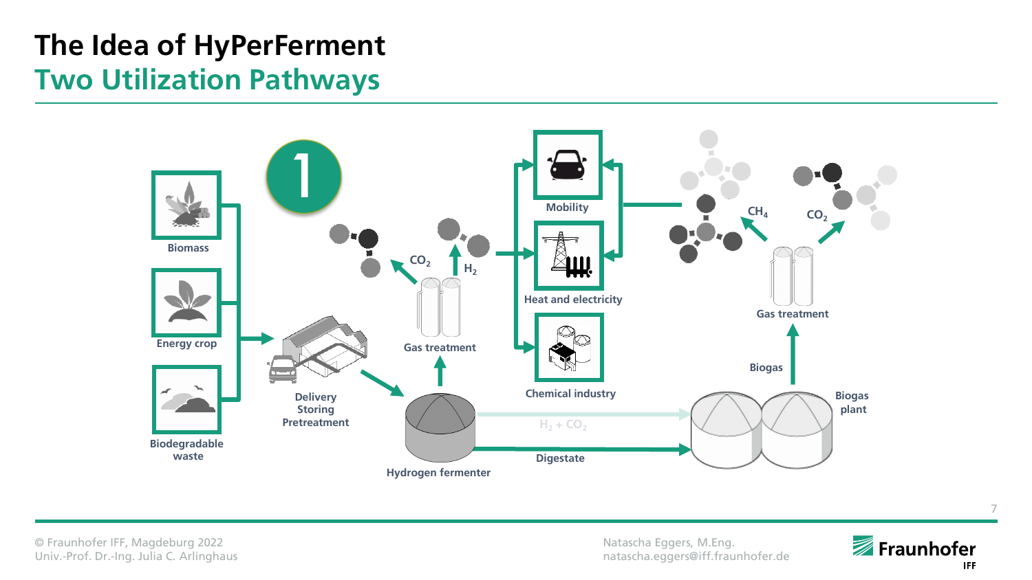# The Idea of HyPerFerment

## Two Utilization Pathways

1

Biomass

Energy crop

Biodegradable waste

Delivery
Storing
Pretreatment

$CO_2$

$H_2$

Gas treatment

Hydrogen fermenter

Mobility

Heat and electricity

Chemical industry

$H_2 + CO_2$

Digestate

$CH_4$

$CO_2$

Gas treatment

Biogas

Biogas plant

© Fraunhofer IFF, Magdeburg 2022
Univ.-Prof. Dr.-Ing. Julia C. Arlinghaus

Natascha Eggers, M.Eng.
natascha.eggers@iff.fraunhofer.de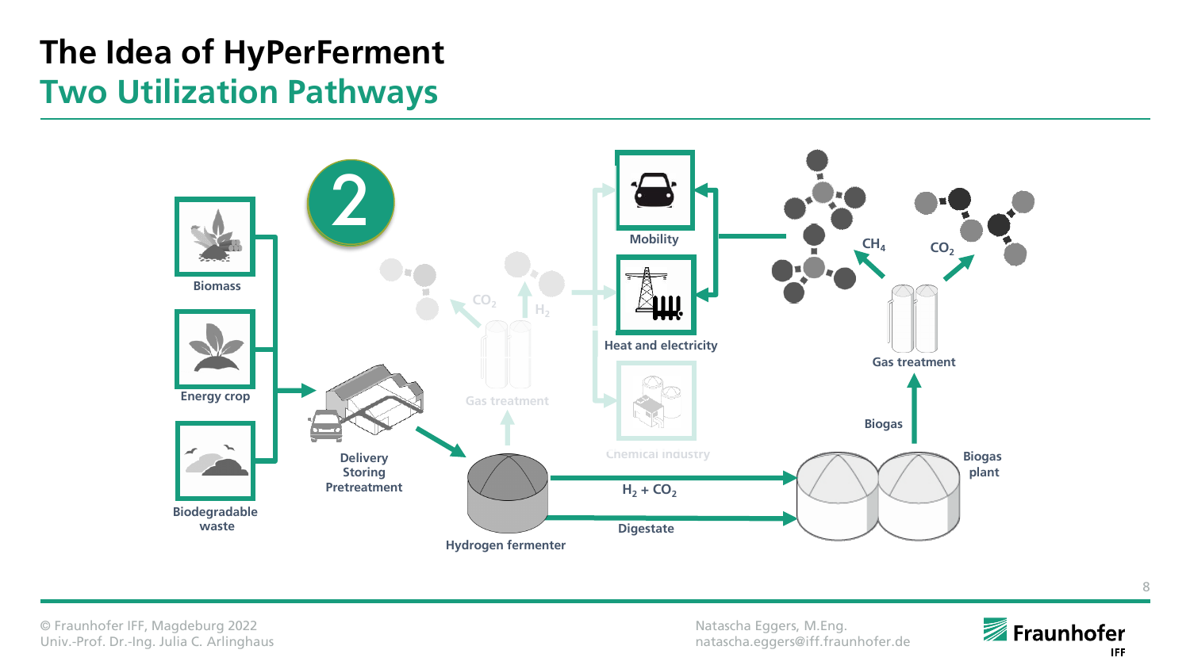# The Idea of HyPerFerment

## Two Utilization Pathways

2

Biomass

Energy crop

Biodegradable waste

Delivery
Storing
Pretreatment

Hydrogen fermenter

$CO_2$

$H_2$

Gas treatment

Mobility

Heat and electricity

Chemical industry

$H_2 + CO_2$

Digestate

Biogas plant

Biogas

Gas treatment

$CH_4$

$CO_2$

© Fraunhofer IFF, Magdeburg 2022
Univ.-Prof. Dr.-Ing. Julia C. Arlinghaus

Natascha Eggers, M.Eng.
natascha.eggers@iff.fraunhofer.de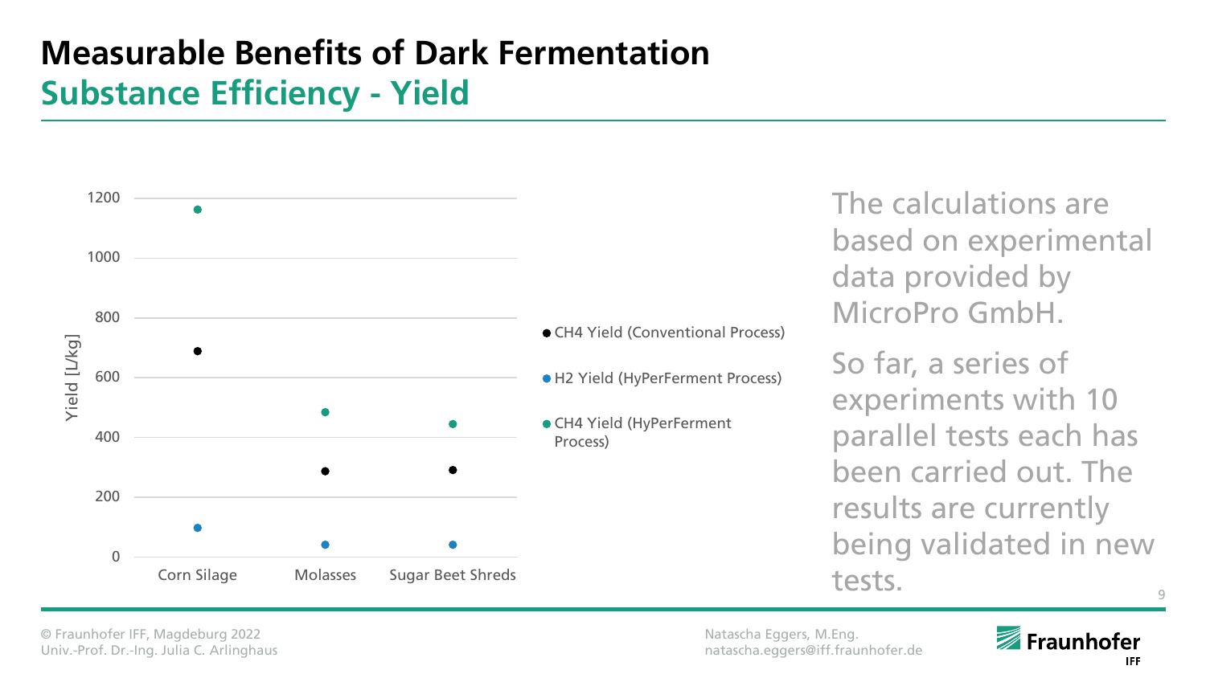# Measurable Benefits of Dark Fermentation

## Substance Efficiency - Yield

1200
1000
800
600
400
200
0

Yield [L/kg]

Corn Silage
Molasses
Sugar Beet Shreds

● CH4 Yield (Conventional Process)
● H2 Yield (HyPerFerment Process)
● CH4 Yield (HyPerFerment Process)

The calculations are based on experimental data provided by MicroPro GmbH.

So far, a series of experiments with 10 parallel tests each has been carried out. The results are currently being validated in new tests.

© Fraunhofer IFF, Magdeburg 2022
Univ.-Prof. Dr.-Ing. Julia C. Arlinghaus

Natascha Eggers, M.Eng.
natascha.eggers@iff.fraunhofer.de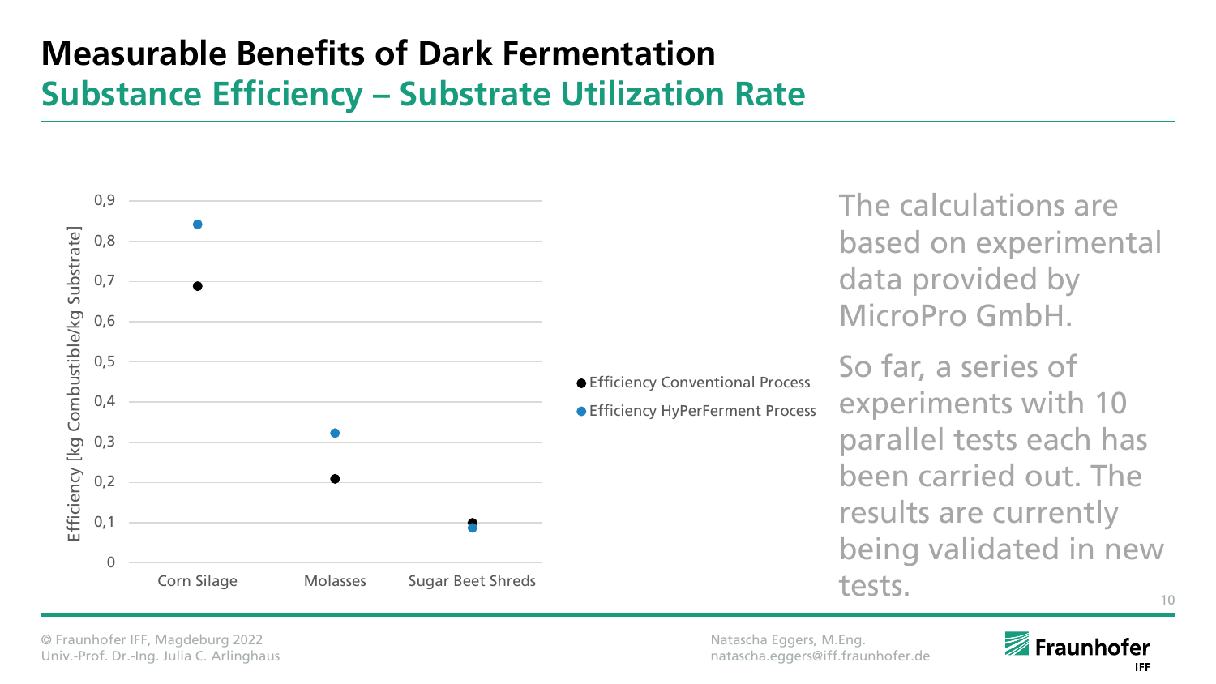# Measurable Benefits of Dark Fermentation

## Substance Efficiency – Substrate Utilization Rate

Efficiency [kg Combustible/kg Substrate]

0,9
0,8
0,7
0,6
0,5
0,4
0,3
0,2
0,1
0

Corn Silage
Molasses
Sugar Beet Shreds

Efficiency Conventional Process
Efficiency HyPerFerment Process

The calculations are based on experimental data provided by MicroPro GmbH.

So far, a series of experiments with 10 parallel tests each has been carried out. The results are currently being validated in new tests.

© Fraunhofer IFF, Magdeburg 2022
Univ.-Prof. Dr.-Ing. Julia C. Arlinghaus

Natascha Eggers, M.Eng.
natascha.eggers@iff.fraunhofer.de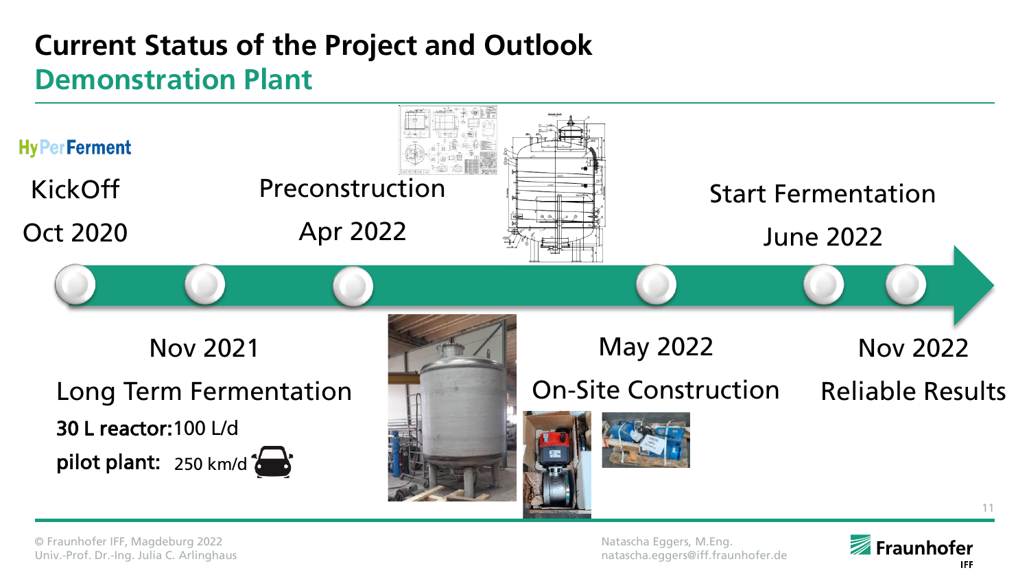# Current Status of the Project and Outlook

## Demonstration Plant

HyPerFerment

KickOff
Oct 2020

Nov 2021
Long Term Fermentation
**30 L reactor:** 100 L/d
**pilot plant:** 250 km/d

Preconstruction
Apr 2022

May 2022
On-Site Construction

Start Fermentation
June 2022

Nov 2022
Reliable Results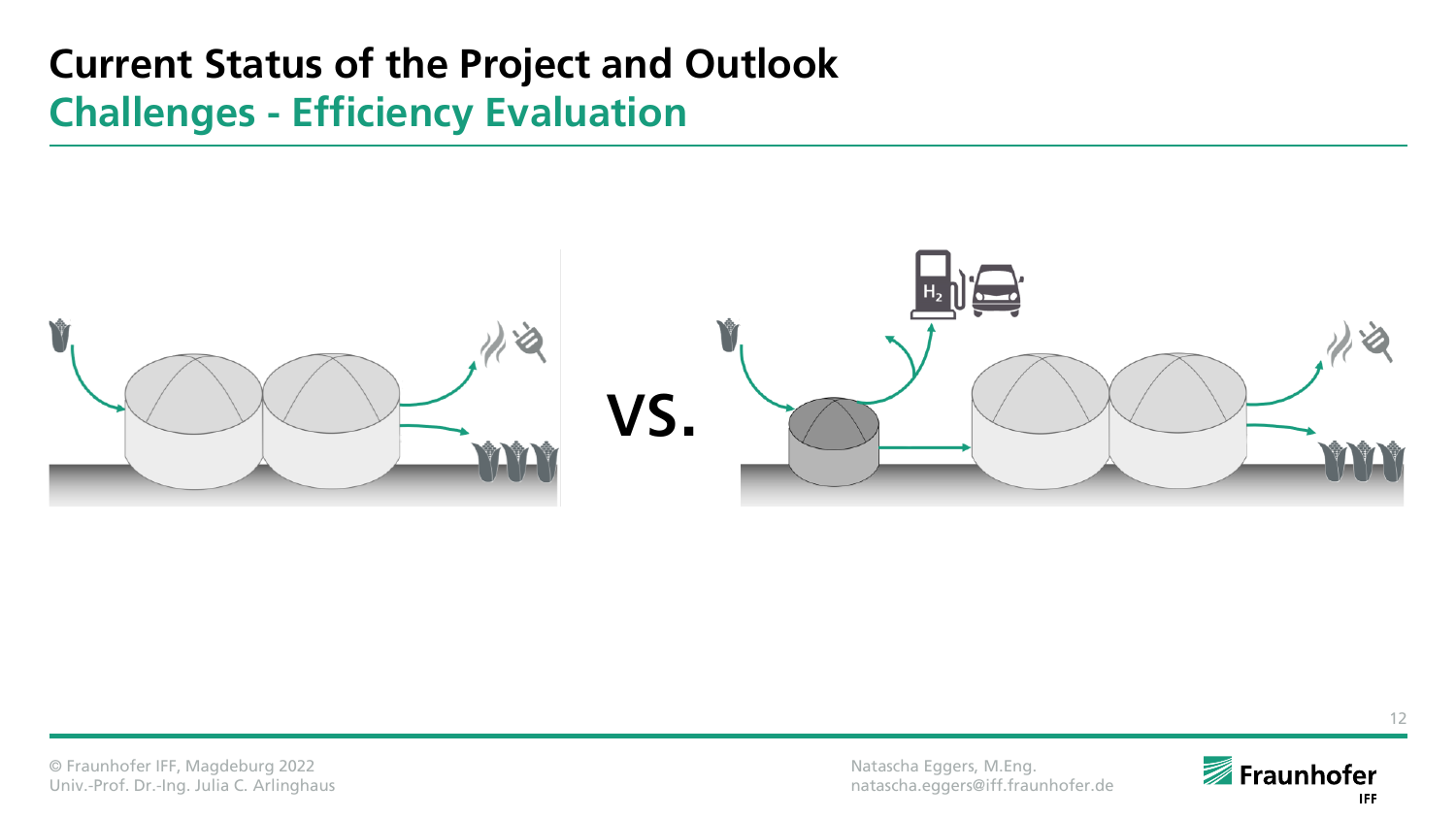# Current Status of the Project and Outlook

## Challenges - Efficiency Evaluation

$H_2$

VS.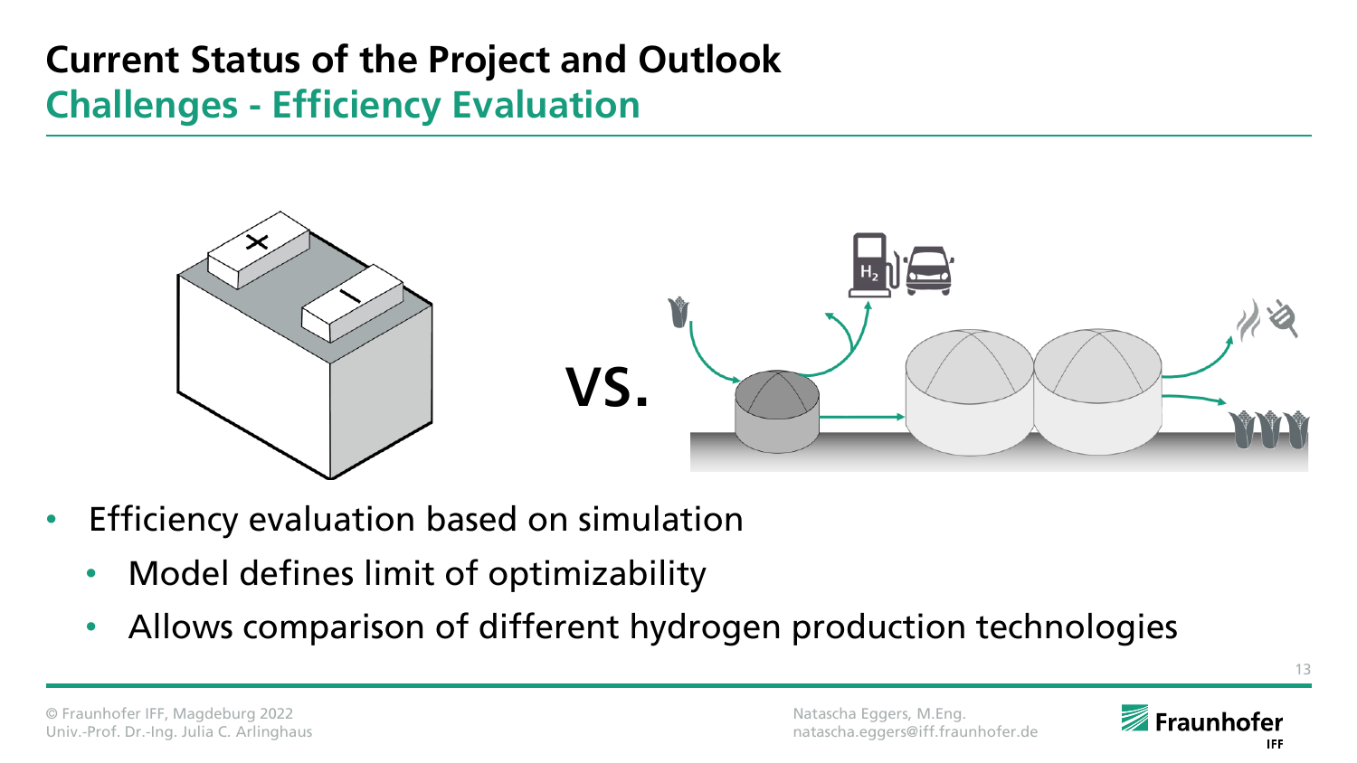# Current Status of the Project and Outlook

## Challenges - Efficiency Evaluation

VS.

- Efficiency evaluation based on simulation
  - Model defines limit of optimizability
  - Allows comparison of different hydrogen production technologies

© Fraunhofer IFF, Magdeburg 2022
Univ.-Prof. Dr.-Ing. Julia C. Arlinghaus

Natascha Eggers, M.Eng.
natascha.eggers@iff.fraunhofer.de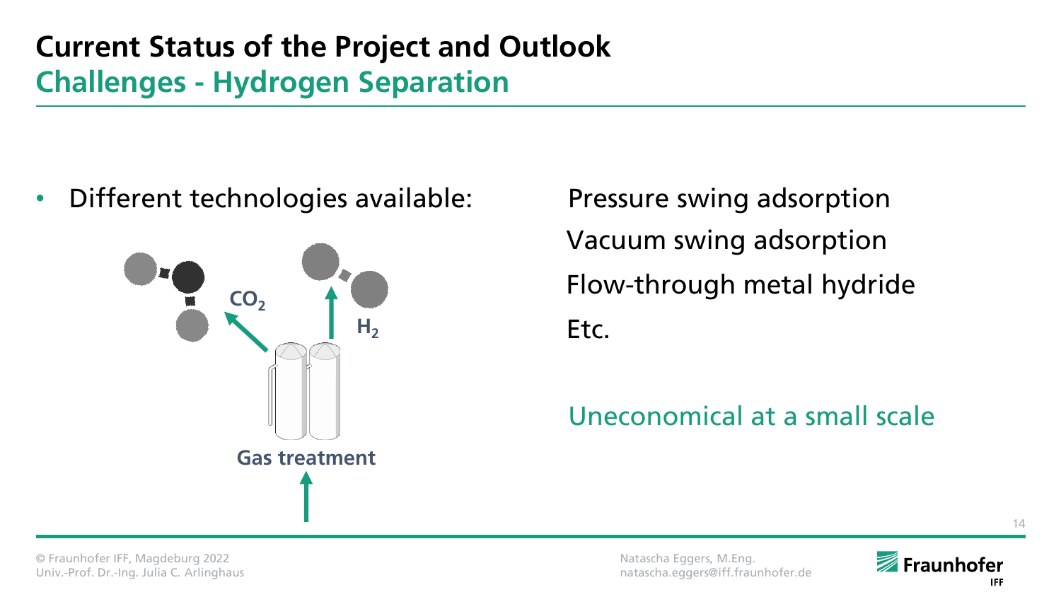# Current Status of the Project and Outlook

## Challenges - Hydrogen Separation

- Different technologies available:

$CO_2$

$H_2$

Gas treatment

Pressure swing adsorption

Vacuum swing adsorption

Flow-through metal hydride

Etc.

Uneconomical at a small scale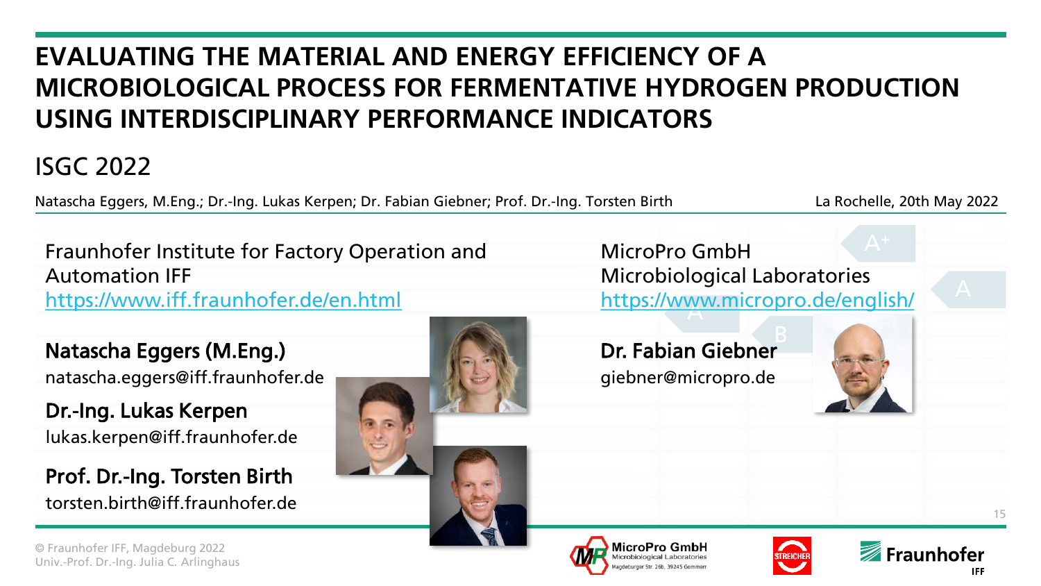# EVALUATING THE MATERIAL AND ENERGY EFFICIENCY OF A MICROBIOLOGICAL PROCESS FOR FERMENTATIVE HYDROGEN PRODUCTION USING INTERDISCIPLINARY PERFORMANCE INDICATORS

## ISGC 2022

Natascha Eggers, M.Eng.; Dr.-Ing. Lukas Kerpen; Dr. Fabian Giebner; Prof. Dr.-Ing. Torsten Birth

La Rochelle, 20th May 2022

Fraunhofer Institute for Factory Operation and Automation IFF
https://www.iff.fraunhofer.de/en.html

**Natascha Eggers (M.Eng.)**
natascha.eggers@iff.fraunhofer.de

**Dr.-Ing. Lukas Kerpen**
lukas.kerpen@iff.fraunhofer.de

**Prof. Dr.-Ing. Torsten Birth**
torsten.birth@iff.fraunhofer.de

MicroPro GmbH
Microbiological Laboratories
https://www.micropro.de/english/

**Dr. Fabian Giebner**
giebner@micropro.de

© Fraunhofer IFF, Magdeburg 2022
Univ.-Prof. Dr.-Ing. Julia C. Arlinghaus